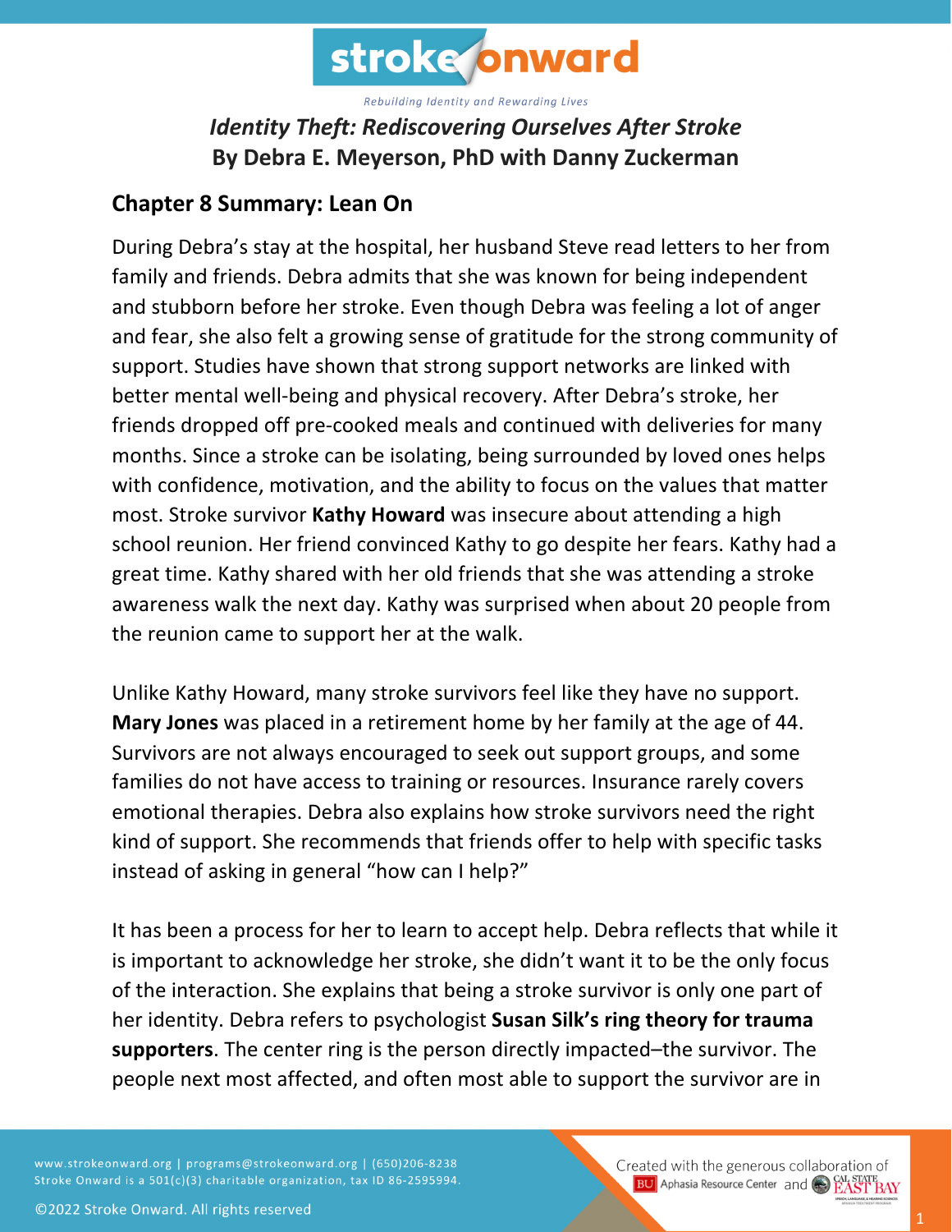*Identity Theft: Rediscovering Ourselves After Stroke*
**By Debra E. Meyerson, PhD with Danny Zuckerman**

## Chapter 8 Summary: Lean On

During Debra's stay at the hospital, her husband Steve read letters to her from family and friends. Debra admits that she was known for being independent and stubborn before her stroke. Even though Debra was feeling a lot of anger and fear, she also felt a growing sense of gratitude for the strong community of support. Studies have shown that strong support networks are linked with better mental well-being and physical recovery. After Debra's stroke, her friends dropped off pre-cooked meals and continued with deliveries for many months. Since a stroke can be isolating, being surrounded by loved ones helps with confidence, motivation, and the ability to focus on the values that matter most. Stroke survivor **Kathy Howard** was insecure about attending a high school reunion. Her friend convinced Kathy to go despite her fears. Kathy had a great time. Kathy shared with her old friends that she was attending a stroke awareness walk the next day. Kathy was surprised when about 20 people from the reunion came to support her at the walk.

Unlike Kathy Howard, many stroke survivors feel like they have no support. **Mary Jones** was placed in a retirement home by her family at the age of 44. Survivors are not always encouraged to seek out support groups, and some families do not have access to training or resources. Insurance rarely covers emotional therapies. Debra also explains how stroke survivors need the right kind of support. She recommends that friends offer to help with specific tasks instead of asking in general "how can I help?"

It has been a process for her to learn to accept help. Debra reflects that while it is important to acknowledge her stroke, she didn't want it to be the only focus of the interaction. She explains that being a stroke survivor is only one part of her identity. Debra refers to psychologist **Susan Silk's ring theory for trauma supporters**. The center ring is the person directly impacted–the survivor. The people next most affected, and often most able to support the survivor are in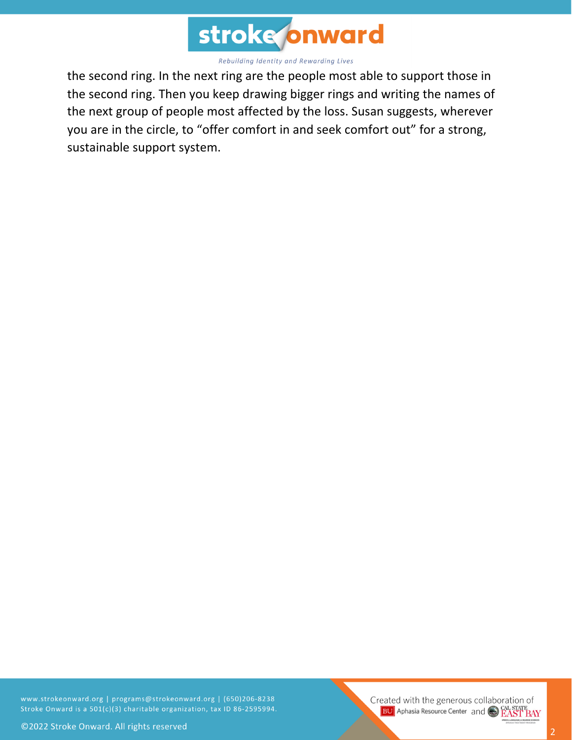the second ring. In the next ring are the people most able to support those in the second ring. Then you keep drawing bigger rings and writing the names of the next group of people most affected by the loss. Susan suggests, wherever you are in the circle, to "offer comfort in and seek comfort out" for a strong, sustainable support system.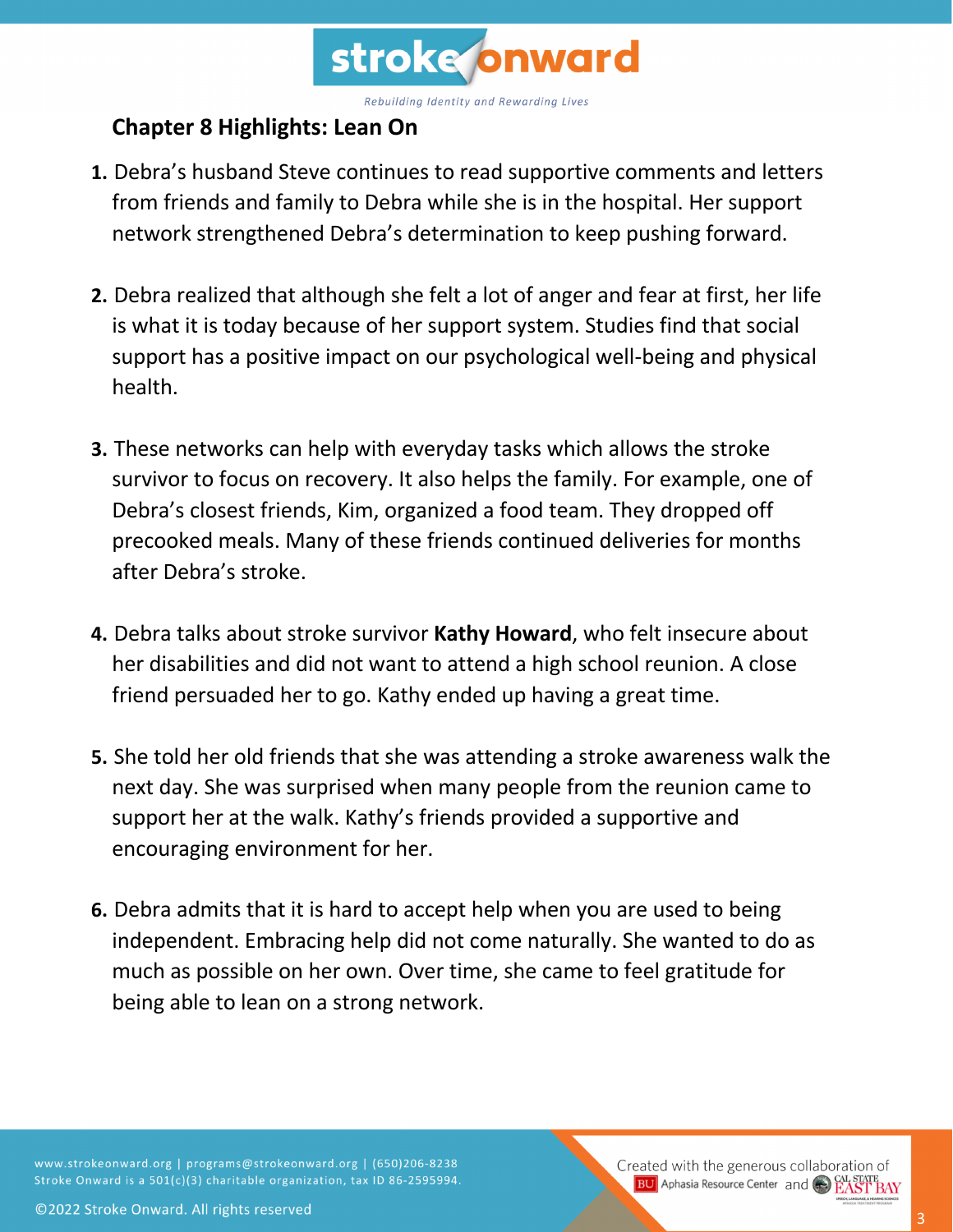## Chapter 8 Highlights: Lean On

1. Debra's husband Steve continues to read supportive comments and letters from friends and family to Debra while she is in the hospital. Her support network strengthened Debra's determination to keep pushing forward.

2. Debra realized that although she felt a lot of anger and fear at first, her life is what it is today because of her support system. Studies find that social support has a positive impact on our psychological well-being and physical health.

3. These networks can help with everyday tasks which allows the stroke survivor to focus on recovery. It also helps the family. For example, one of Debra's closest friends, Kim, organized a food team. They dropped off precooked meals. Many of these friends continued deliveries for months after Debra's stroke.

4. Debra talks about stroke survivor **Kathy Howard**, who felt insecure about her disabilities and did not want to attend a high school reunion. A close friend persuaded her to go. Kathy ended up having a great time.

5. She told her old friends that she was attending a stroke awareness walk the next day. She was surprised when many people from the reunion came to support her at the walk. Kathy's friends provided a supportive and encouraging environment for her.

6. Debra admits that it is hard to accept help when you are used to being independent. Embracing help did not come naturally. She wanted to do as much as possible on her own. Over time, she came to feel gratitude for being able to lean on a strong network.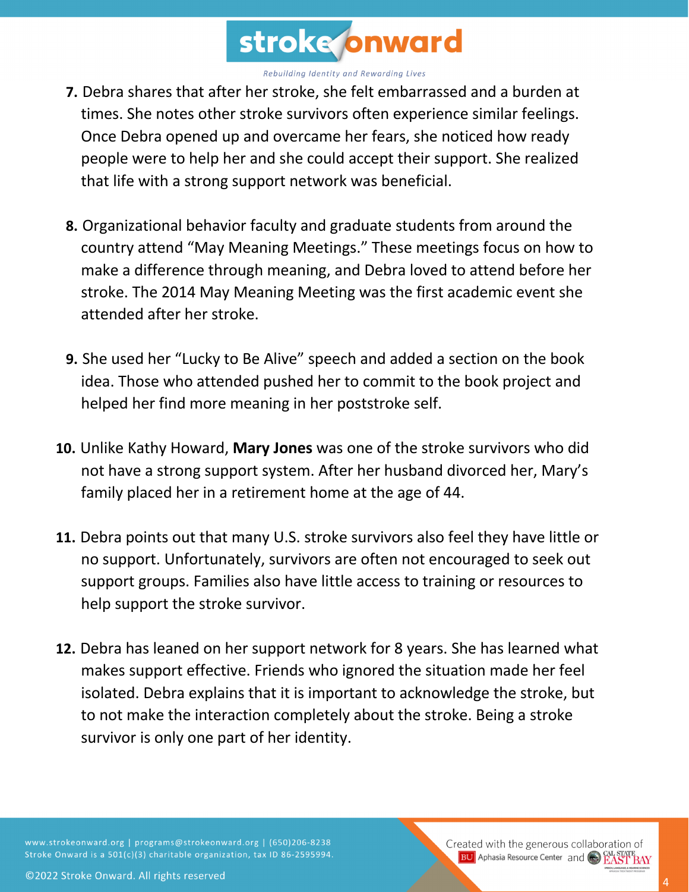7. Debra shares that after her stroke, she felt embarrassed and a burden at times. She notes other stroke survivors often experience similar feelings. Once Debra opened up and overcame her fears, she noticed how ready people were to help her and she could accept their support. She realized that life with a strong support network was beneficial.

8. Organizational behavior faculty and graduate students from around the country attend "May Meaning Meetings." These meetings focus on how to make a difference through meaning, and Debra loved to attend before her stroke. The 2014 May Meaning Meeting was the first academic event she attended after her stroke.

9. She used her "Lucky to Be Alive" speech and added a section on the book idea. Those who attended pushed her to commit to the book project and helped her find more meaning in her poststroke self.

10. Unlike Kathy Howard, **Mary Jones** was one of the stroke survivors who did not have a strong support system. After her husband divorced her, Mary's family placed her in a retirement home at the age of 44.

11. Debra points out that many U.S. stroke survivors also feel they have little or no support. Unfortunately, survivors are often not encouraged to seek out support groups. Families also have little access to training or resources to help support the stroke survivor.

12. Debra has leaned on her support network for 8 years. She has learned what makes support effective. Friends who ignored the situation made her feel isolated. Debra explains that it is important to acknowledge the stroke, but to not make the interaction completely about the stroke. Being a stroke survivor is only one part of her identity.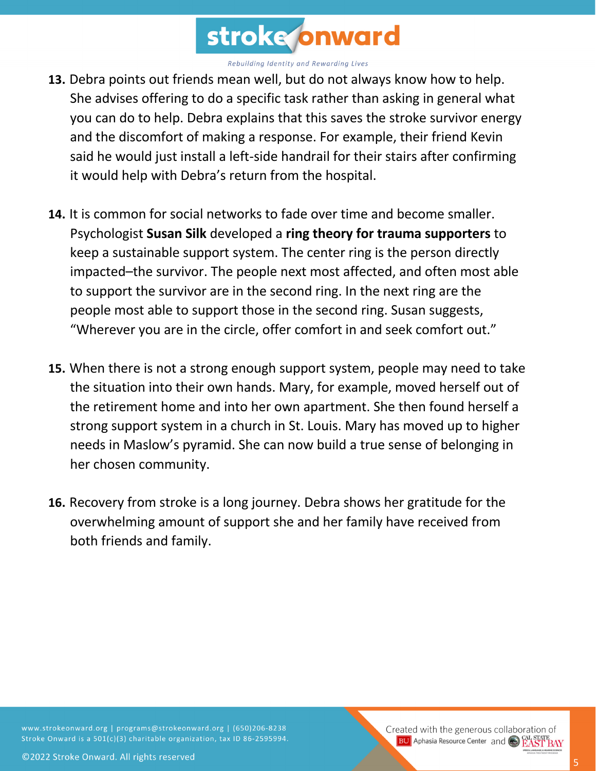13. Debra points out friends mean well, but do not always know how to help. She advises offering to do a specific task rather than asking in general what you can do to help. Debra explains that this saves the stroke survivor energy and the discomfort of making a response. For example, their friend Kevin said he would just install a left-side handrail for their stairs after confirming it would help with Debra's return from the hospital.

14. It is common for social networks to fade over time and become smaller. Psychologist **Susan Silk** developed a **ring theory for trauma supporters** to keep a sustainable support system. The center ring is the person directly impacted–the survivor. The people next most affected, and often most able to support the survivor are in the second ring. In the next ring are the people most able to support those in the second ring. Susan suggests, "Wherever you are in the circle, offer comfort in and seek comfort out."

15. When there is not a strong enough support system, people may need to take the situation into their own hands. Mary, for example, moved herself out of the retirement home and into her own apartment. She then found herself a strong support system in a church in St. Louis. Mary has moved up to higher needs in Maslow's pyramid. She can now build a true sense of belonging in her chosen community.

16. Recovery from stroke is a long journey. Debra shows her gratitude for the overwhelming amount of support she and her family have received from both friends and family.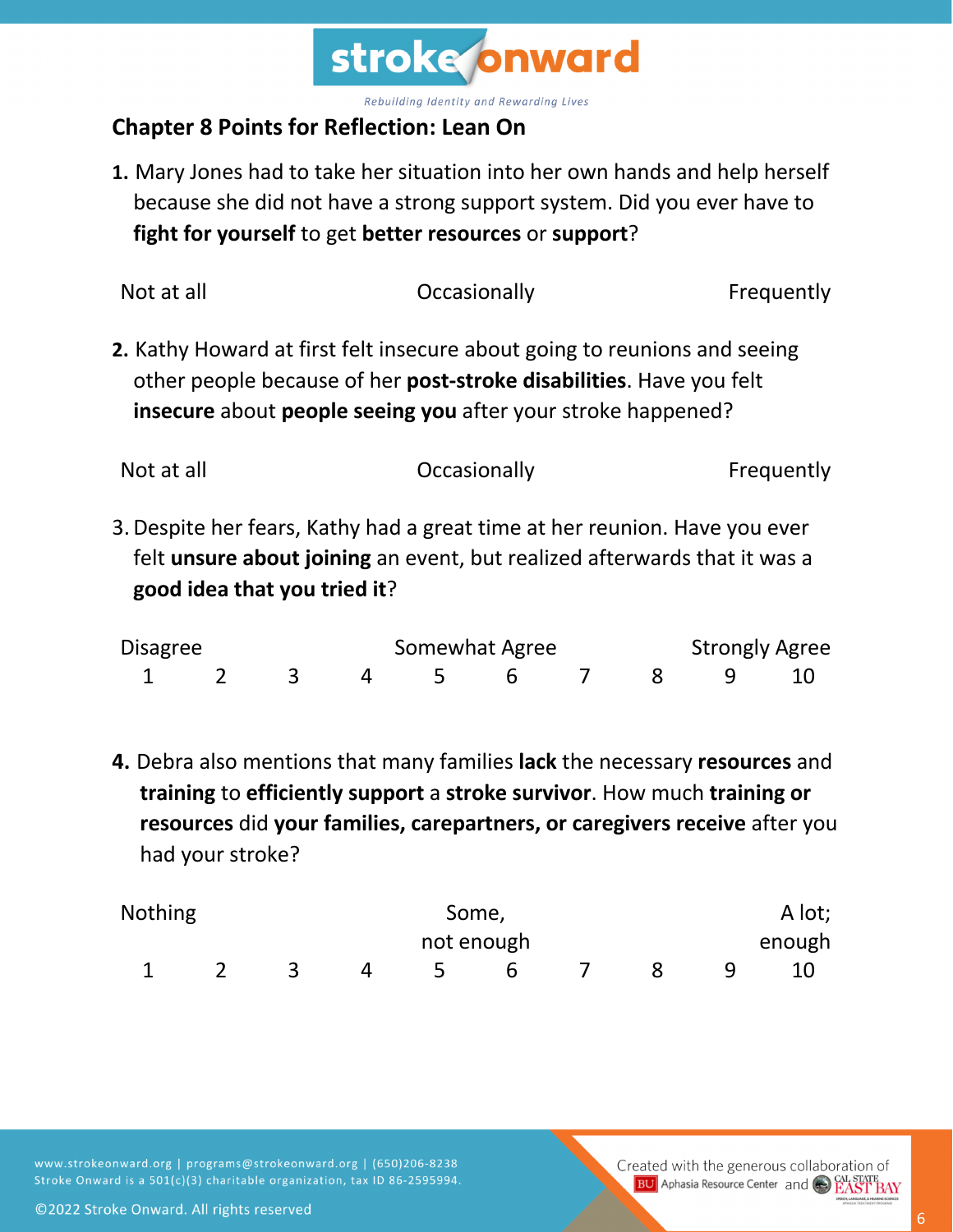## Chapter 8 Points for Reflection: Lean On

**1.** Mary Jones had to take her situation into her own hands and help herself because she did not have a strong support system. Did you ever have to **fight for yourself** to get **better resources** or **support**?

| Not at all | Occasionally | Frequently |
|---|---|---|

**2.** Kathy Howard at first felt insecure about going to reunions and seeing other people because of her **post-stroke disabilities**. Have you felt **insecure** about **people seeing you** after your stroke happened?

| Not at all | Occasionally | Frequently |
|---|---|---|

3. Despite her fears, Kathy had a great time at her reunion. Have you ever felt **unsure about joining** an event, but realized afterwards that it was a **good idea that you tried it**?

| Disagree | | | | Somewhat Agree | | | | Strongly Agree | |
|---|---|---|---|---|---|---|---|---|---|
| 1 | 2 | 3 | 4 | 5 | 6 | 7 | 8 | 9 | 10 |

**4.** Debra also mentions that many families **lack** the necessary **resources** and **training** to **efficiently support** a **stroke survivor**. How much **training or resources** did **your families, carepartners, or caregivers receive** after you had your stroke?

| Nothing | | | | Some, not enough | | | | | A lot; enough |
|---|---|---|---|---|---|---|---|---|---|
| 1 | 2 | 3 | 4 | 5 | 6 | 7 | 8 | 9 | 10 |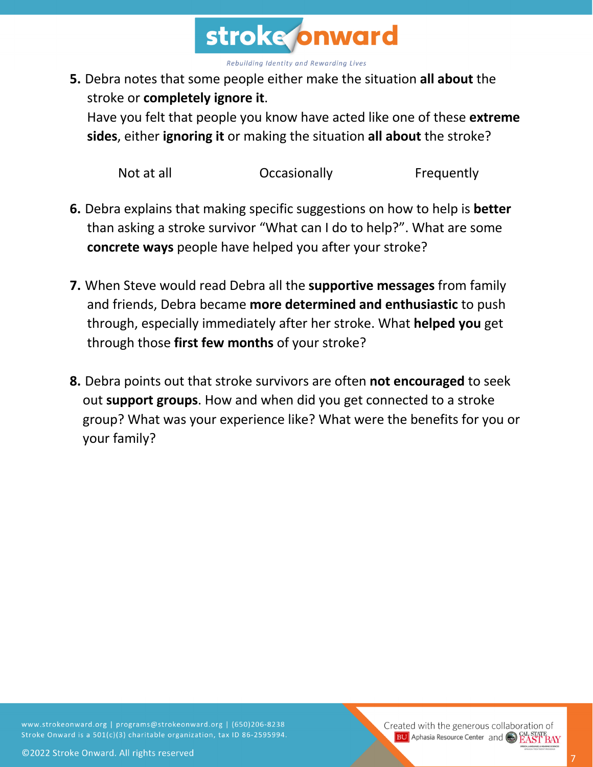**5.** Debra notes that some people either make the situation **all about** the stroke or **completely ignore it**.
Have you felt that people you know have acted like one of these **extreme sides**, either **ignoring it** or making the situation **all about** the stroke?

Not at all  Occasionally  Frequently

**6.** Debra explains that making specific suggestions on how to help is **better** than asking a stroke survivor "What can I do to help?". What are some **concrete ways** people have helped you after your stroke?

**7.** When Steve would read Debra all the **supportive messages** from family and friends, Debra became **more determined and enthusiastic** to push through, especially immediately after her stroke. What **helped you** get through those **first few months** of your stroke?

**8.** Debra points out that stroke survivors are often **not encouraged** to seek out **support groups**. How and when did you get connected to a stroke group? What was your experience like? What were the benefits for you or your family?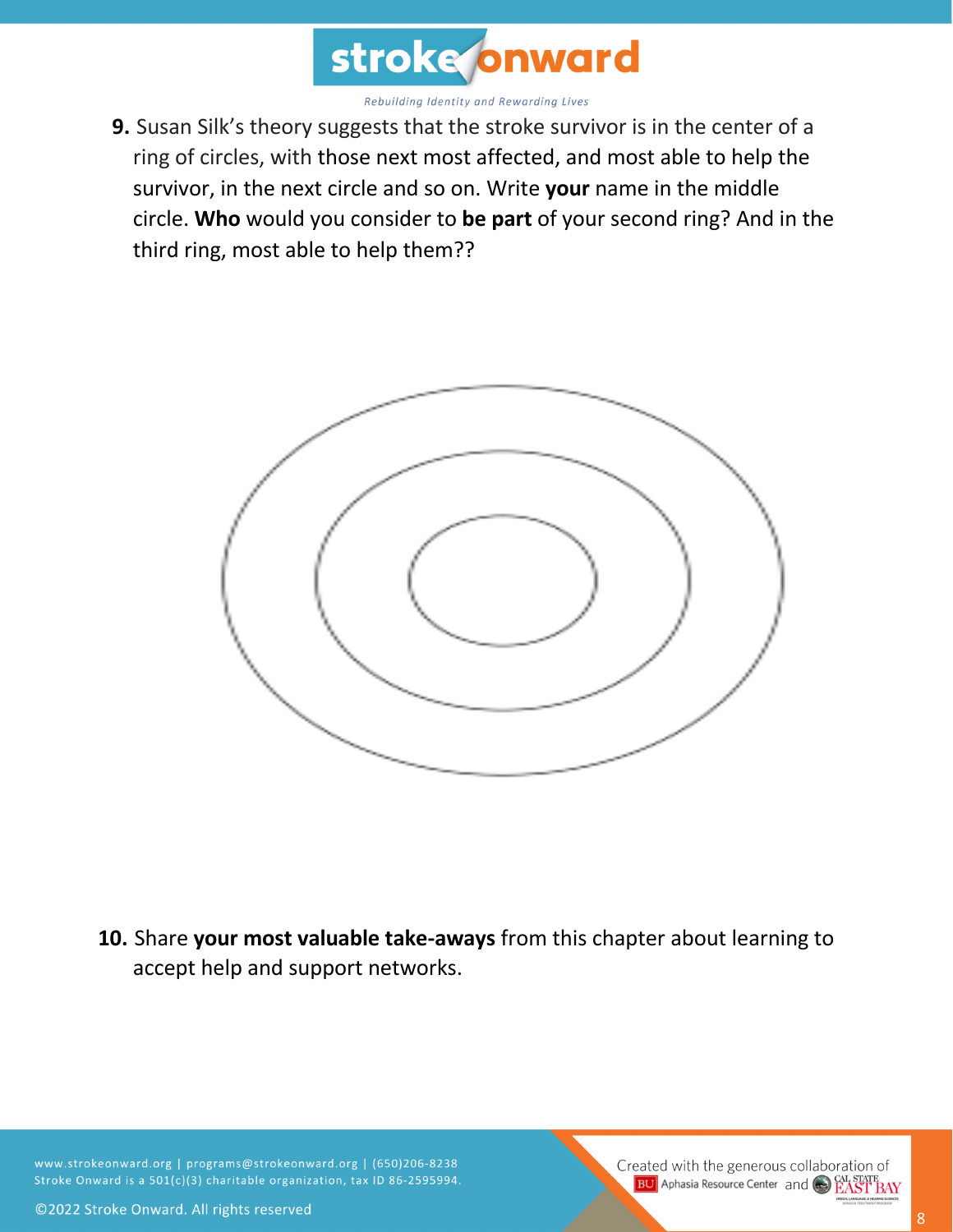**9.** Susan Silk's theory suggests that the stroke survivor is in the center of a ring of circles, with those next most affected, and most able to help the survivor, in the next circle and so on. Write **your** name in the middle circle. **Who** would you consider to **be part** of your second ring? And in the third ring, most able to help them??

**10.** Share **your most valuable take-aways** from this chapter about learning to accept help and support networks.